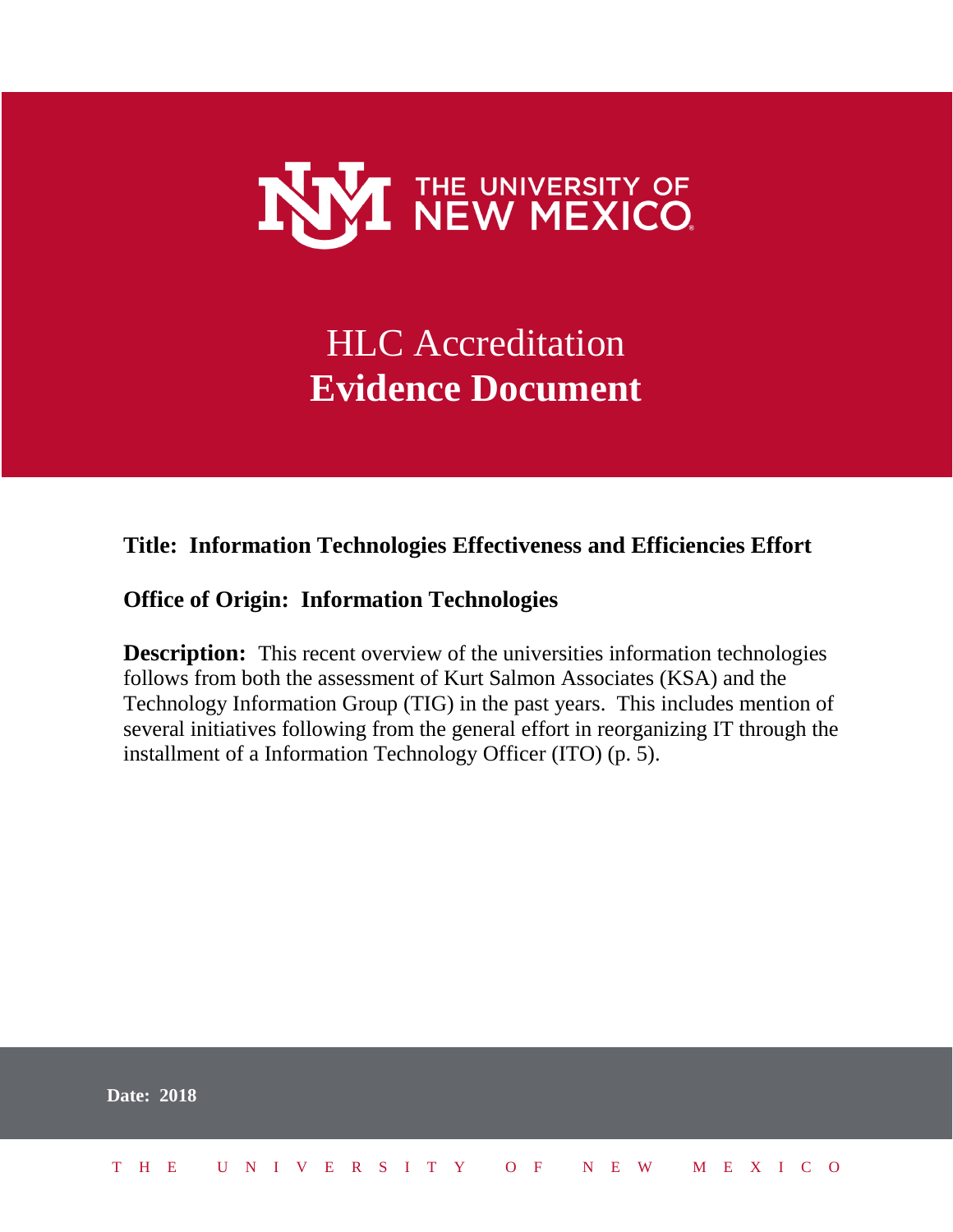THE UNIVERSITY OF NEW MEXICO

# HLC Accreditation
# **Evidence Document**

**Title: Information Technologies Effectiveness and Efficiencies Effort**

**Office of Origin: Information Technologies**

**Description:** This recent overview of the universities information technologies follows from both the assessment of Kurt Salmon Associates (KSA) and the Technology Information Group (TIG) in the past years. This includes mention of several initiatives following from the general effort in reorganizing IT through the installment of a Information Technology Officer (ITO) (p. 5).

**Date: 2018**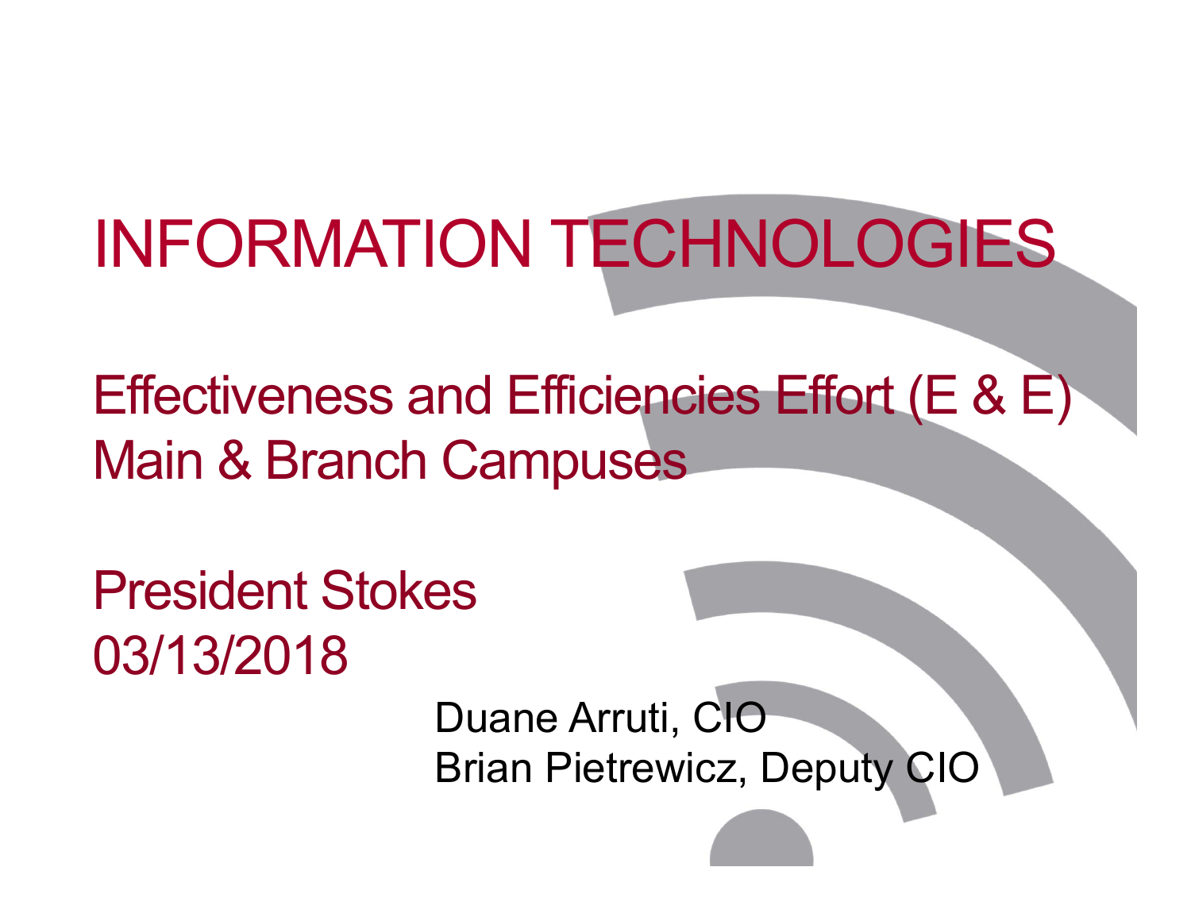# INFORMATION TECHNOLOGIES

## Effectiveness and Efficiencies Effort (E & E)
## Main & Branch Campuses

President Stokes
03/13/2018

Duane Arruti, CIO
Brian Pietrewicz, Deputy CIO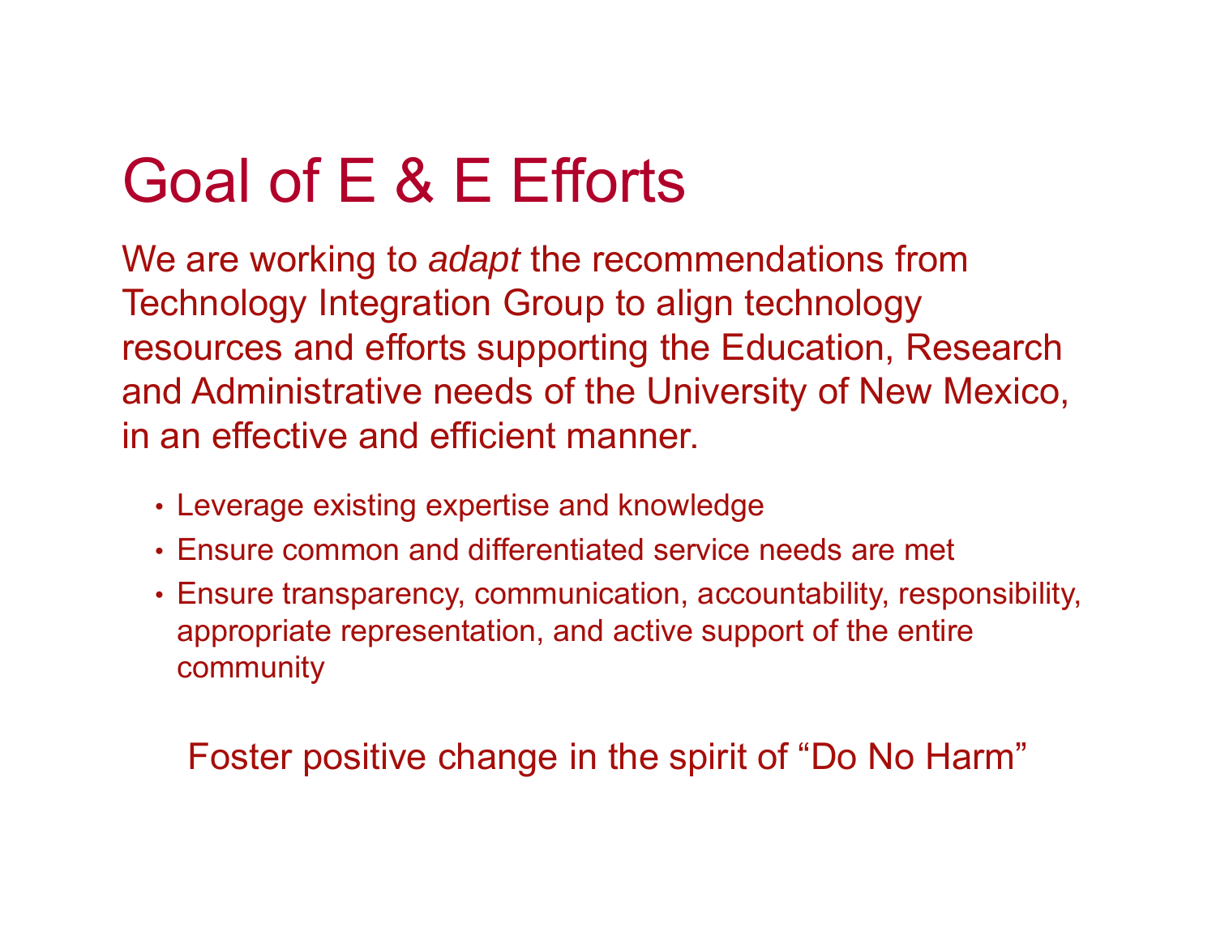# Goal of E & E Efforts

We are working to *adapt* the recommendations from Technology Integration Group to align technology resources and efforts supporting the Education, Research and Administrative needs of the University of New Mexico, in an effective and efficient manner.

- Leverage existing expertise and knowledge
- Ensure common and differentiated service needs are met
- Ensure transparency, communication, accountability, responsibility, appropriate representation, and active support of the entire community

Foster positive change in the spirit of "Do No Harm"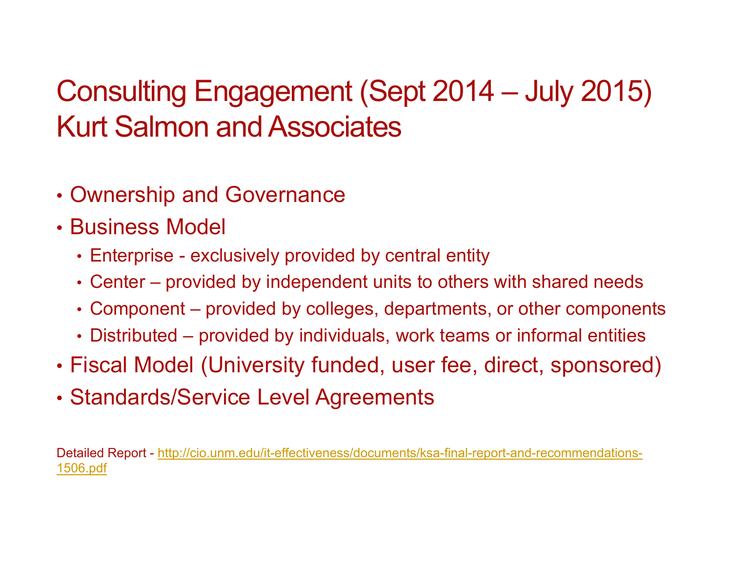# Consulting Engagement (Sept 2014 – July 2015) Kurt Salmon and Associates

- Ownership and Governance
- Business Model
  - Enterprise - exclusively provided by central entity
  - Center – provided by independent units to others with shared needs
  - Component – provided by colleges, departments, or other components
  - Distributed – provided by individuals, work teams or informal entities
- Fiscal Model (University funded, user fee, direct, sponsored)
- Standards/Service Level Agreements

Detailed Report - [http://cio.unm.edu/it-effectiveness/documents/ksa-final-report-and-recommendations-1506.pdf](http://cio.unm.edu/it-effectiveness/documents/ksa-final-report-and-recommendations-1506.pdf)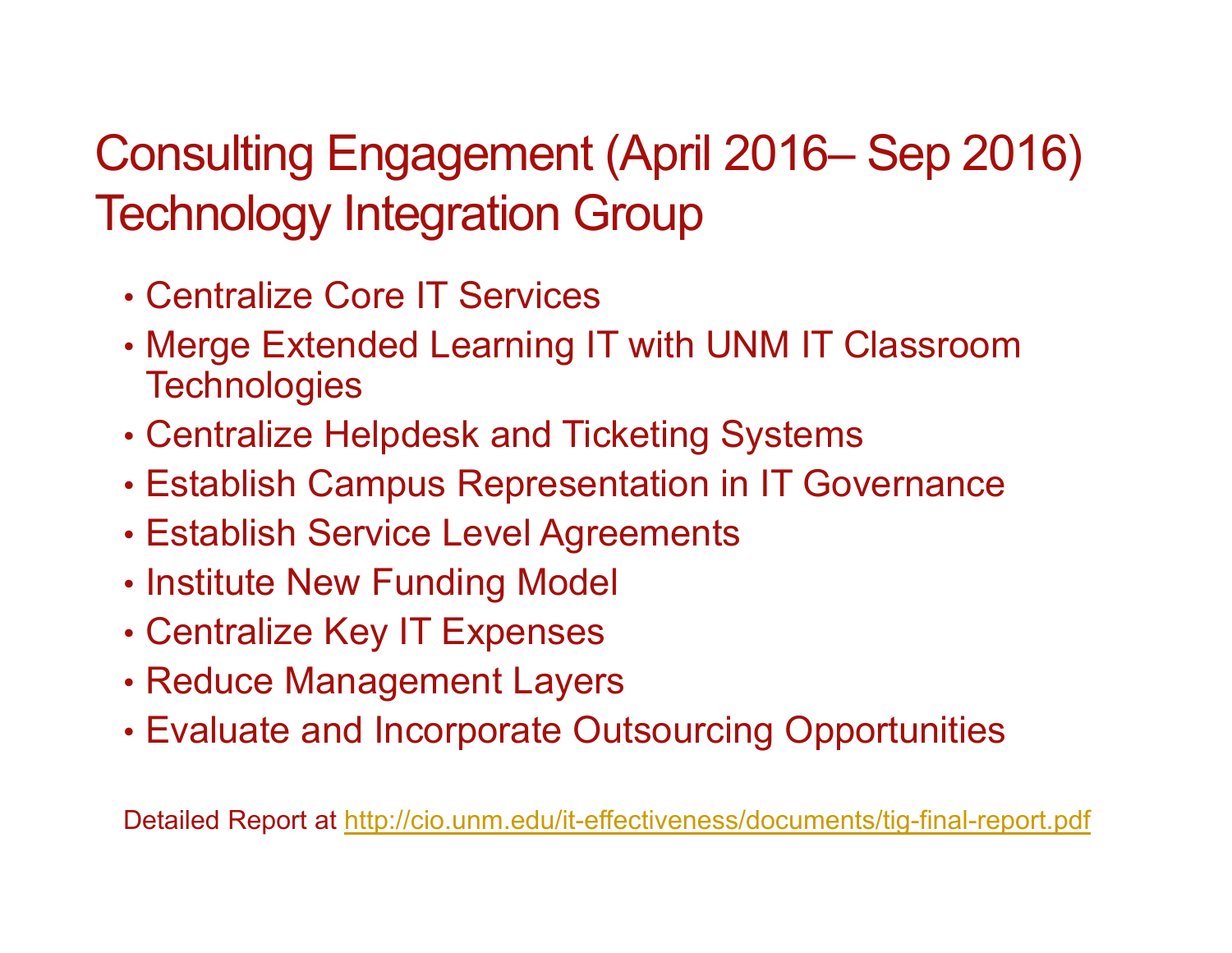# Consulting Engagement (April 2016– Sep 2016) Technology Integration Group

- Centralize Core IT Services
- Merge Extended Learning IT with UNM IT Classroom Technologies
- Centralize Helpdesk and Ticketing Systems
- Establish Campus Representation in IT Governance
- Establish Service Level Agreements
- Institute New Funding Model
- Centralize Key IT Expenses
- Reduce Management Layers
- Evaluate and Incorporate Outsourcing Opportunities

Detailed Report at http://cio.unm.edu/it-effectiveness/documents/tig-final-report.pdf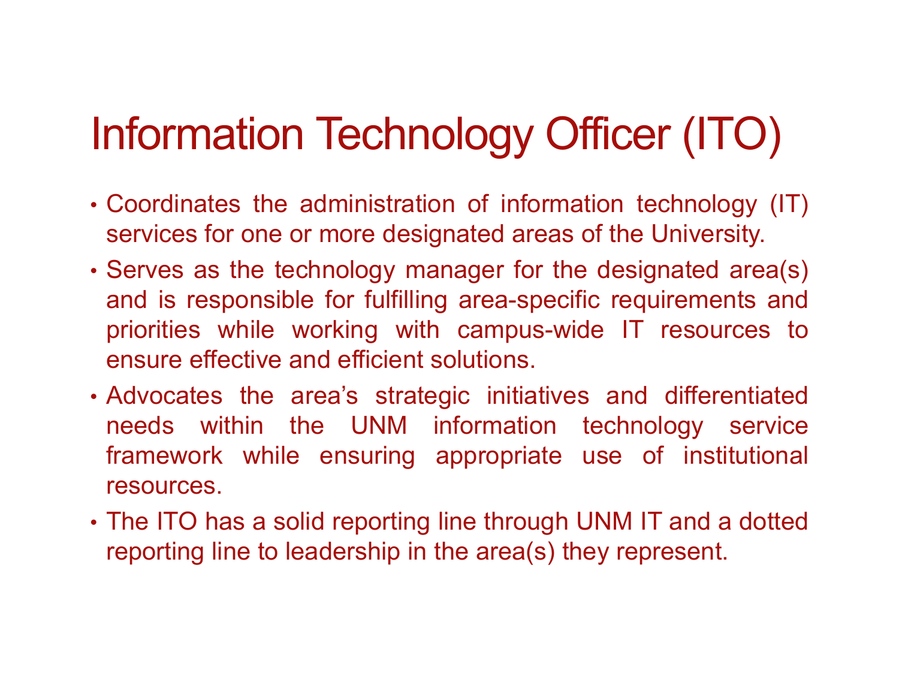# Information Technology Officer (ITO)

- Coordinates the administration of information technology (IT) services for one or more designated areas of the University.
- Serves as the technology manager for the designated area(s) and is responsible for fulfilling area-specific requirements and priorities while working with campus-wide IT resources to ensure effective and efficient solutions.
- Advocates the area's strategic initiatives and differentiated needs within the UNM information technology service framework while ensuring appropriate use of institutional resources.
- The ITO has a solid reporting line through UNM IT and a dotted reporting line to leadership in the area(s) they represent.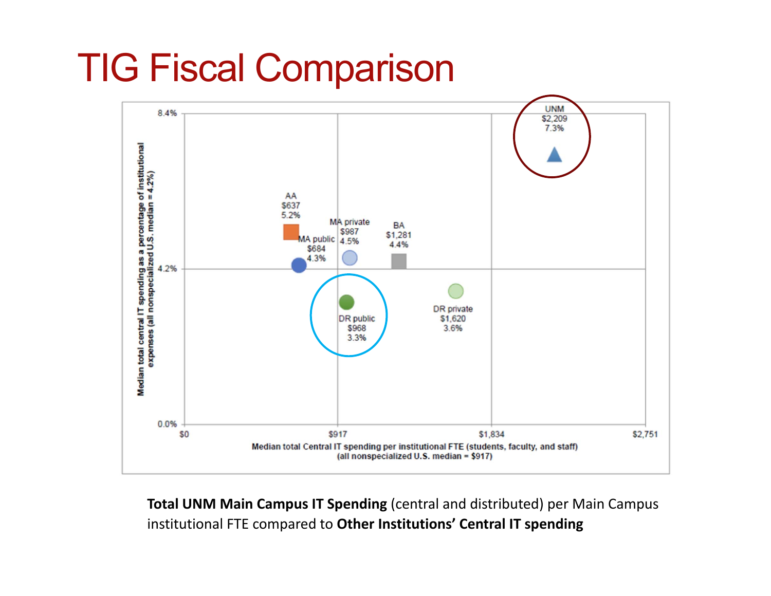# TIG Fiscal Comparison

Median total central IT spending as a percentage of institutional expenses (all nonspecialized U.S. median = 4.2%)

| Group | Median total Central IT spending per institutional FTE | % of institutional expenses |
|---|---|---|
| UNM | $2,209 | 7.3% |
| AA | $637 | 5.2% |
| MA public | $684 | 4.3% |
| MA private | $987 | 4.5% |
| BA | $1,281 | 4.4% |
| DR public | $968 | 3.3% |
| DR private | $1,620 | 3.6% |

Median total Central IT spending per institutional FTE (students, faculty, and staff) (all nonspecialized U.S. median = $917)

**Total UNM Main Campus IT Spending** (central and distributed) per Main Campus institutional FTE compared to **Other Institutions' Central IT spending**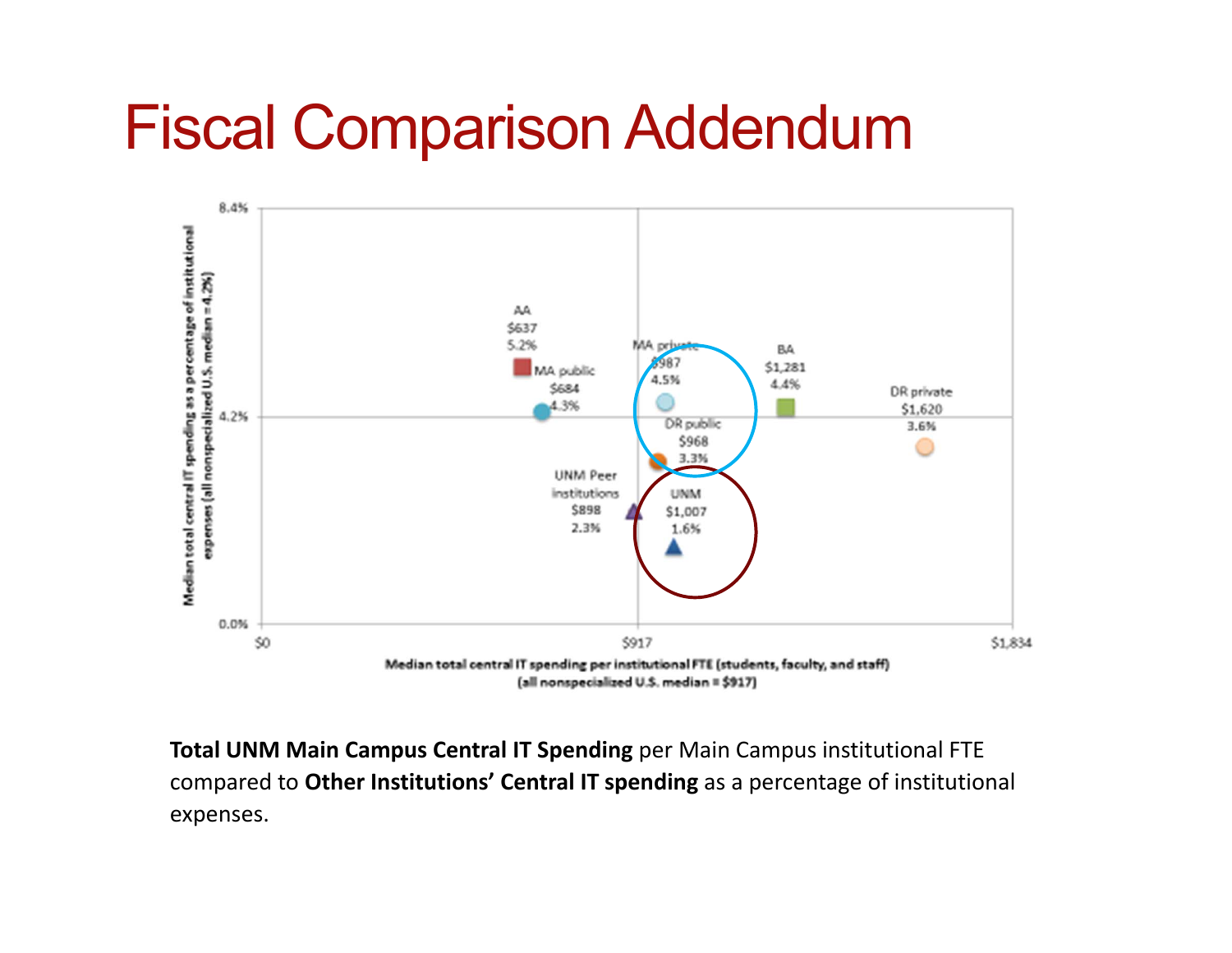# Fiscal Comparison Addendum

Median total central IT spending as a percentage of institutional expenses (all nonspecialized U.S. median = 4.2%)

| Institution type | Median total central IT spending per institutional FTE | Median total central IT spending as a percentage of institutional expenses |
|---|---|---|
| AA | $637 | 5.2% |
| MA public | $684 | 4.3% |
| MA private | $987 | 4.5% |
| BA | $1,281 | 4.4% |
| DR private | $1,620 | 3.6% |
| DR public | $968 | 3.3% |
| UNM Peer institutions | $898 | 2.3% |
| UNM | $1,007 | 1.6% |

Median total central IT spending per institutional FTE (students, faculty, and staff) (all nonspecialized U.S. median = $917)

**Total UNM Main Campus Central IT Spending** per Main Campus institutional FTE compared to **Other Institutions' Central IT spending** as a percentage of institutional expenses.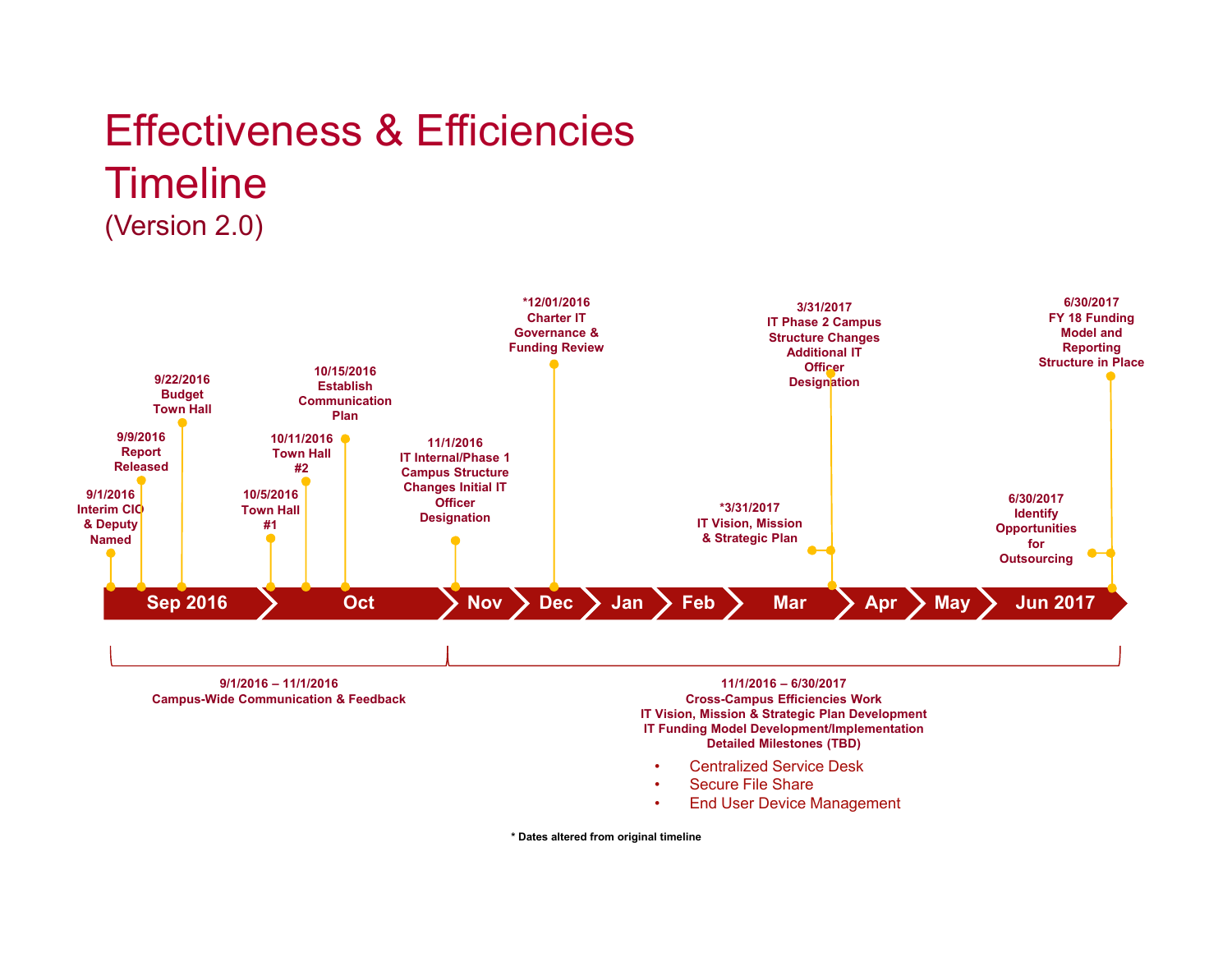# Effectiveness & Efficiencies Timeline

(Version 2.0)

**Timeline: Sep 2016 | Oct | Nov | Dec | Jan | Feb | Mar | Apr | May | Jun 2017**

- **9/1/2016** Interim CIO & Deputy Named
- **9/9/2016** Report Released
- **9/22/2016** Budget Town Hall
- **10/5/2016** Town Hall #1
- **10/11/2016** Town Hall #2
- **10/15/2016** Establish Communication Plan
- **11/1/2016** IT Internal/Phase 1 Campus Structure Changes Initial IT Officer Designation
- ***12/01/2016** Charter IT Governance & Funding Review
- ***3/31/2017** IT Vision, Mission & Strategic Plan
- **3/31/2017** IT Phase 2 Campus Structure Changes Additional IT Officer Designation
- **6/30/2017** Identify Opportunities for Outsourcing
- **6/30/2017** FY 18 Funding Model and Reporting Structure in Place

**9/1/2016 – 11/1/2016**
**Campus-Wide Communication & Feedback**

**11/1/2016 – 6/30/2017**
**Cross-Campus Efficiencies Work**
**IT Vision, Mission & Strategic Plan Development**
**IT Funding Model Development/Implementation**
**Detailed Milestones (TBD)**

- Centralized Service Desk
- Secure File Share
- End User Device Management

**\* Dates altered from original timeline**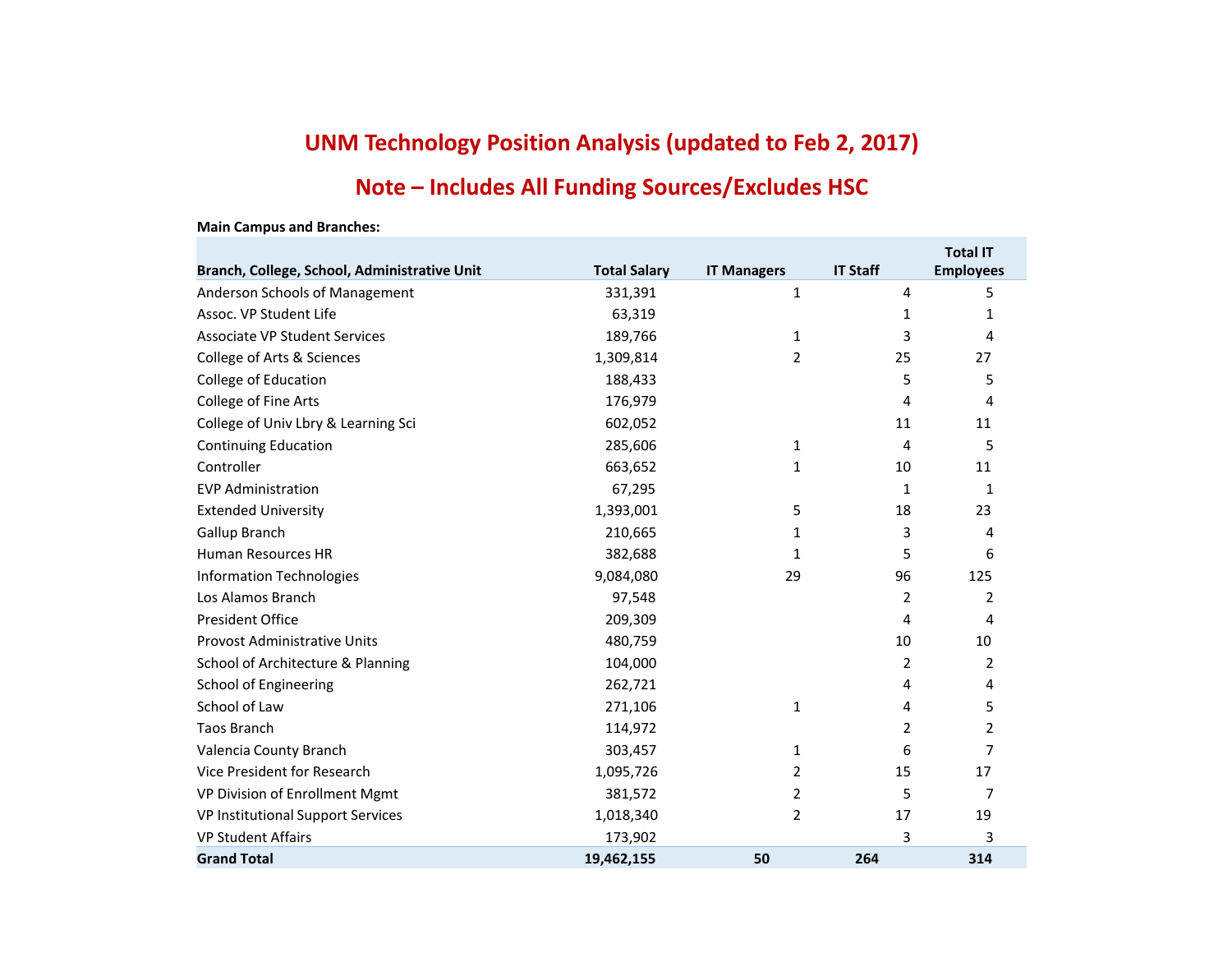# UNM Technology Position Analysis (updated to Feb 2, 2017)

## Note – Includes All Funding Sources/Excludes HSC

**Main Campus and Branches:**

| Branch, College, School, Administrative Unit | Total Salary | IT Managers | IT Staff | Total IT Employees |
|---|---|---|---|---|
| Anderson Schools of Management | 331,391 | 1 | 4 | 5 |
| Assoc. VP Student Life | 63,319 | | 1 | 1 |
| Associate VP Student Services | 189,766 | 1 | 3 | 4 |
| College of Arts & Sciences | 1,309,814 | 2 | 25 | 27 |
| College of Education | 188,433 | | 5 | 5 |
| College of Fine Arts | 176,979 | | 4 | 4 |
| College of Univ Lbry & Learning Sci | 602,052 | | 11 | 11 |
| Continuing Education | 285,606 | 1 | 4 | 5 |
| Controller | 663,652 | 1 | 10 | 11 |
| EVP Administration | 67,295 | | 1 | 1 |
| Extended University | 1,393,001 | 5 | 18 | 23 |
| Gallup Branch | 210,665 | 1 | 3 | 4 |
| Human Resources HR | 382,688 | 1 | 5 | 6 |
| Information Technologies | 9,084,080 | 29 | 96 | 125 |
| Los Alamos Branch | 97,548 | | 2 | 2 |
| President Office | 209,309 | | 4 | 4 |
| Provost Administrative Units | 480,759 | | 10 | 10 |
| School of Architecture & Planning | 104,000 | | 2 | 2 |
| School of Engineering | 262,721 | | 4 | 4 |
| School of Law | 271,106 | 1 | 4 | 5 |
| Taos Branch | 114,972 | | 2 | 2 |
| Valencia County Branch | 303,457 | 1 | 6 | 7 |
| Vice President for Research | 1,095,726 | 2 | 15 | 17 |
| VP Division of Enrollment Mgmt | 381,572 | 2 | 5 | 7 |
| VP Institutional Support Services | 1,018,340 | 2 | 17 | 19 |
| VP Student Affairs | 173,902 | | 3 | 3 |
| **Grand Total** | **19,462,155** | **50** | **264** | **314** |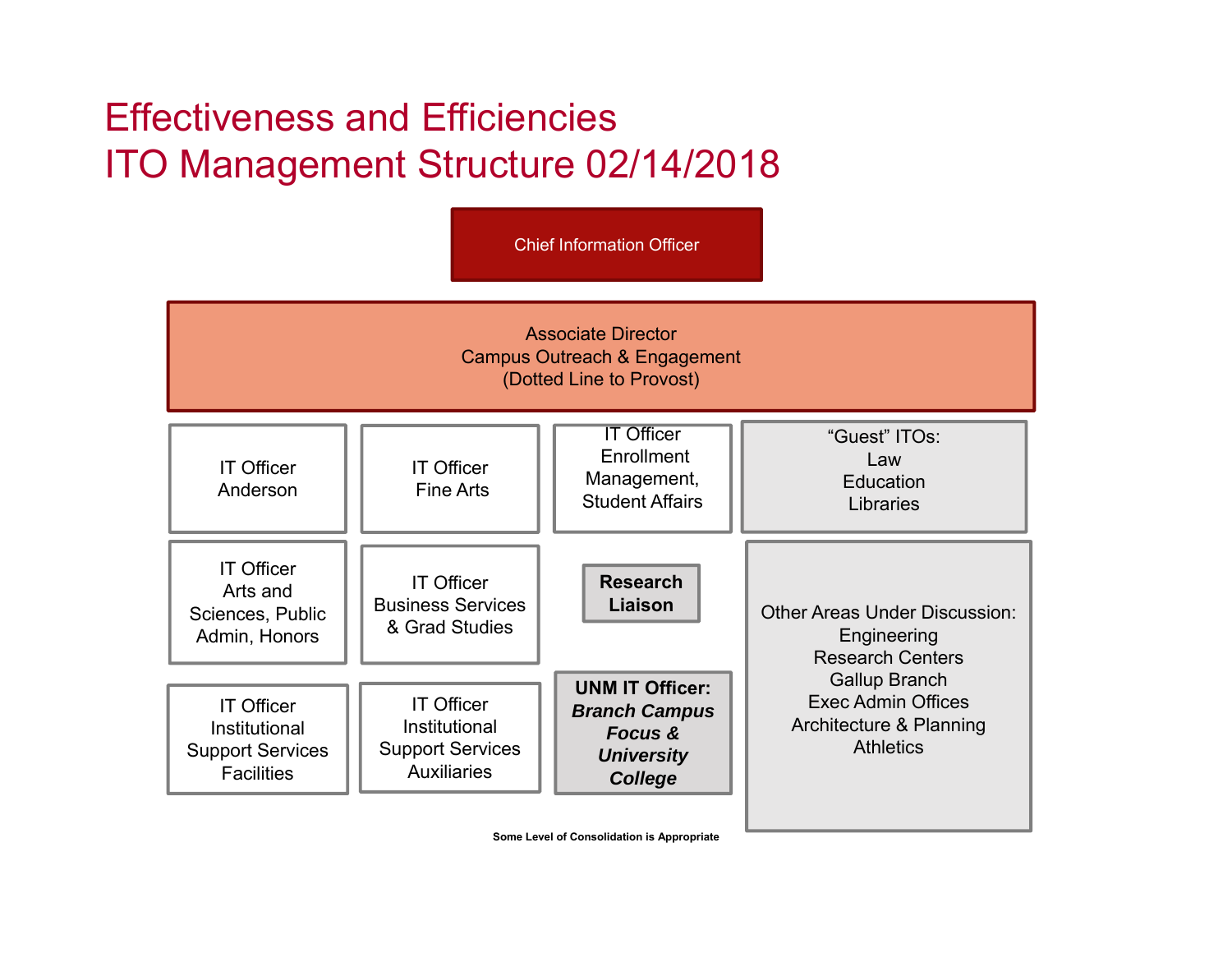# Effectiveness and Efficiencies
# ITO Management Structure 02/14/2018

Chief Information Officer

Associate Director
Campus Outreach & Engagement
(Dotted Line to Provost)

IT Officer
Anderson

IT Officer
Fine Arts

IT Officer
Enrollment Management, Student Affairs

"Guest" ITOs:
Law
Education
Libraries

IT Officer
Arts and Sciences, Public Admin, Honors

IT Officer
Business Services & Grad Studies

**Research Liaison**

Other Areas Under Discussion:
Engineering
Research Centers
Gallup Branch
Exec Admin Offices
Architecture & Planning
Athletics

IT Officer
Institutional Support Services
Facilities

IT Officer
Institutional Support Services
Auxiliaries

**UNM IT Officer:** ***Branch Campus Focus & University College***

**Some Level of Consolidation is Appropriate**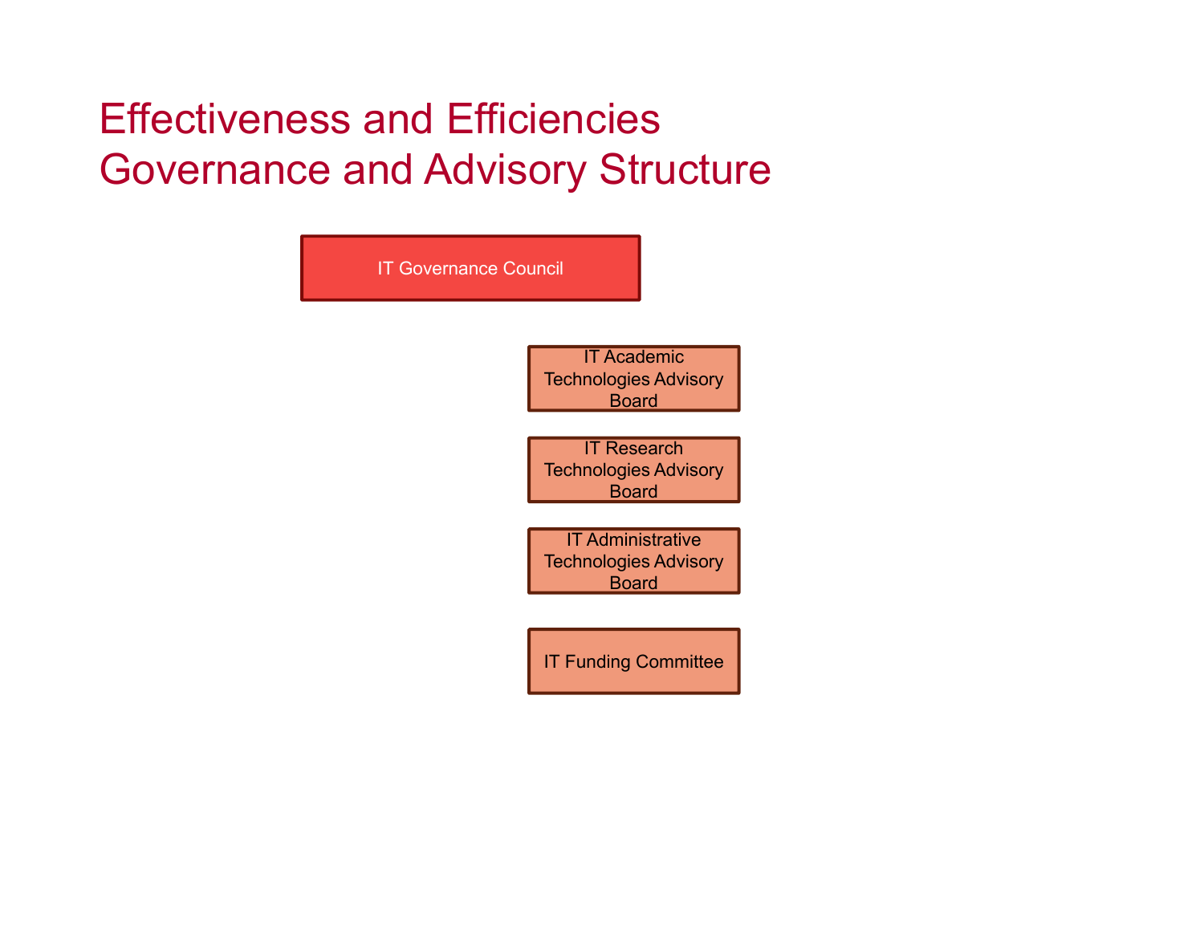# Effectiveness and Efficiencies Governance and Advisory Structure

- IT Governance Council
  - IT Academic Technologies Advisory Board
  - IT Research Technologies Advisory Board
  - IT Administrative Technologies Advisory Board
  - IT Funding Committee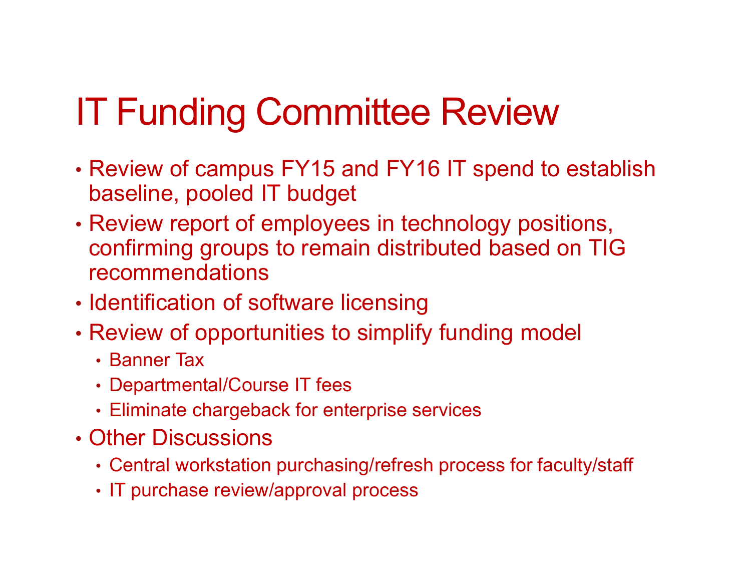# IT Funding Committee Review

- Review of campus FY15 and FY16 IT spend to establish baseline, pooled IT budget
- Review report of employees in technology positions, confirming groups to remain distributed based on TIG recommendations
- Identification of software licensing
- Review of opportunities to simplify funding model
  - Banner Tax
  - Departmental/Course IT fees
  - Eliminate chargeback for enterprise services
- Other Discussions
  - Central workstation purchasing/refresh process for faculty/staff
  - IT purchase review/approval process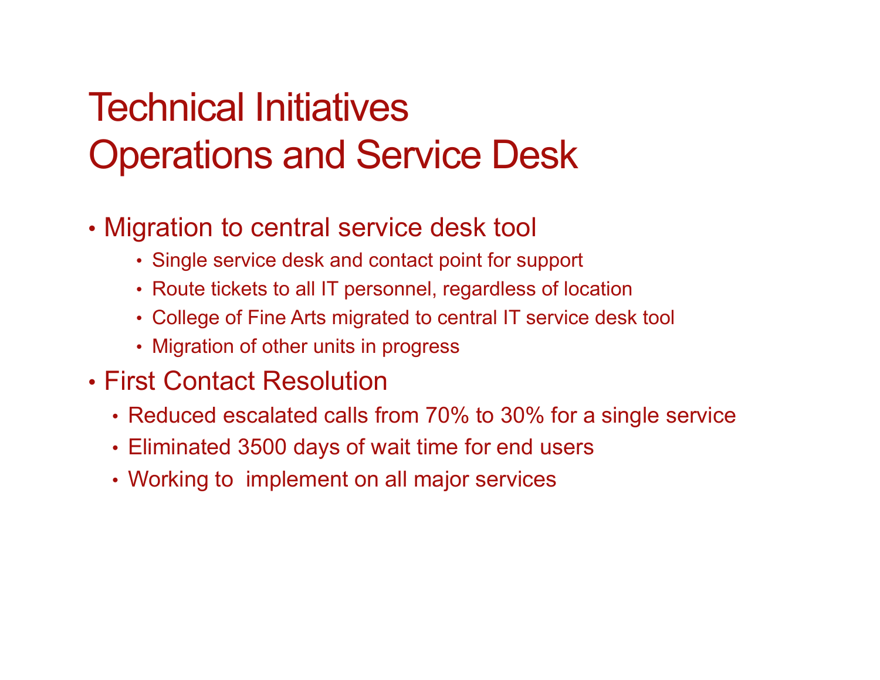# Technical Initiatives
# Operations and Service Desk

- Migration to central service desk tool
  - Single service desk and contact point for support
  - Route tickets to all IT personnel, regardless of location
  - College of Fine Arts migrated to central IT service desk tool
  - Migration of other units in progress
- First Contact Resolution
  - Reduced escalated calls from 70% to 30% for a single service
  - Eliminated 3500 days of wait time for end users
  - Working to implement on all major services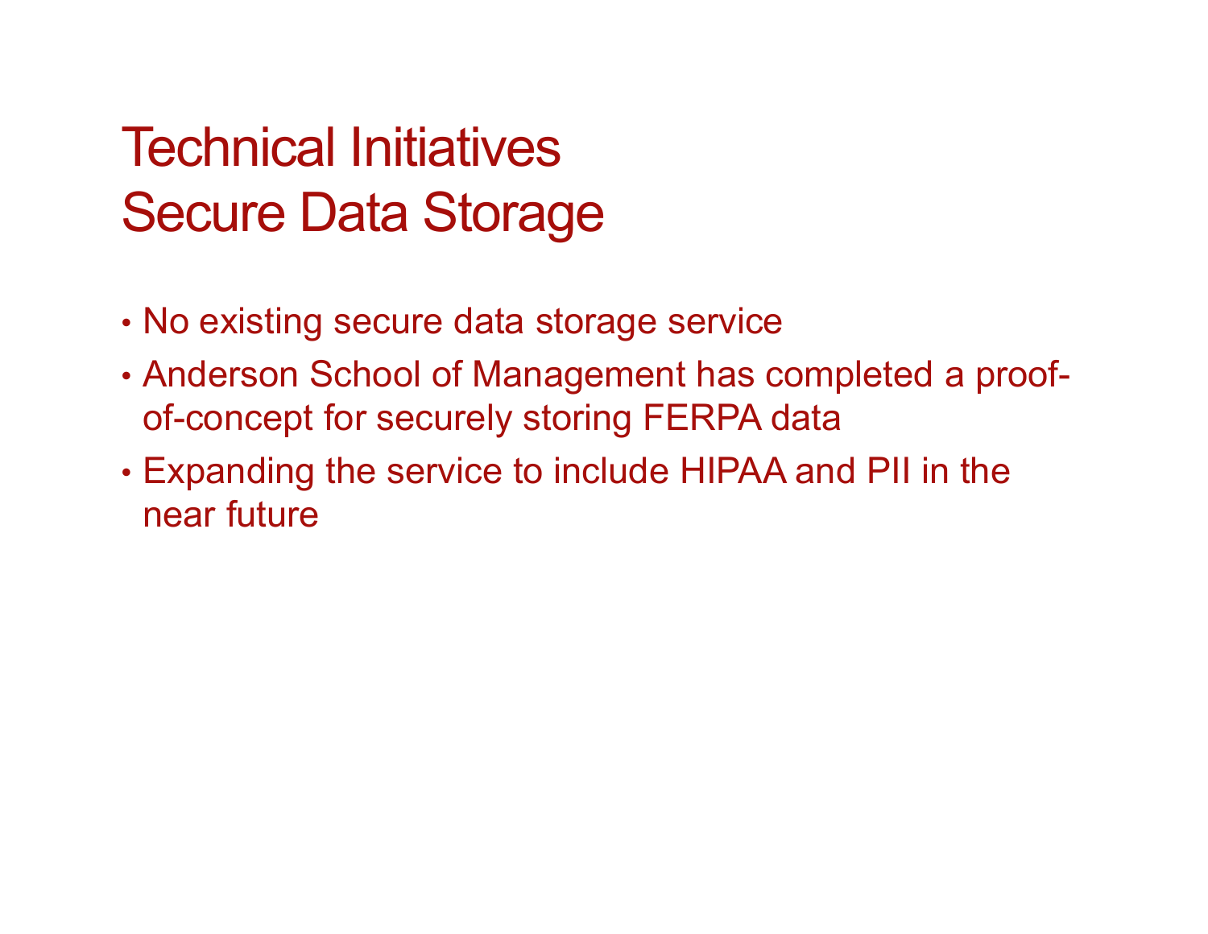# Technical Initiatives
# Secure Data Storage

- No existing secure data storage service
- Anderson School of Management has completed a proof-of-concept for securely storing FERPA data
- Expanding the service to include HIPAA and PII in the near future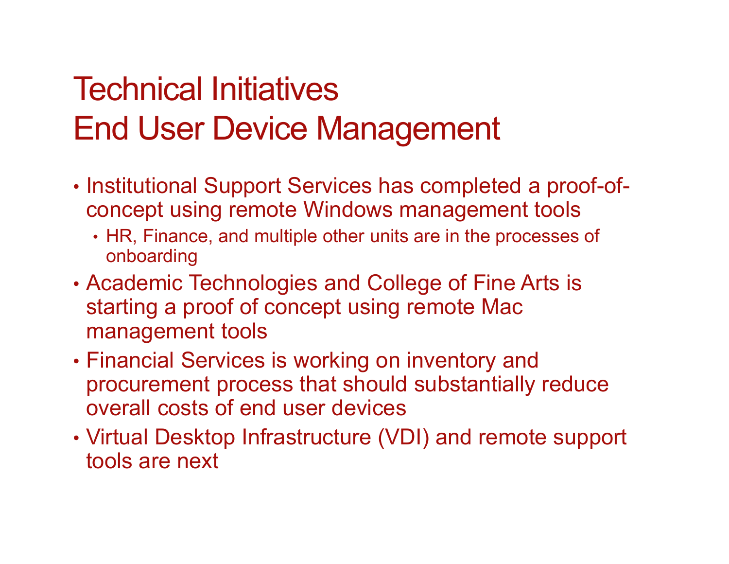# Technical Initiatives
# End User Device Management

- Institutional Support Services has completed a proof-of-concept using remote Windows management tools
  - HR, Finance, and multiple other units are in the processes of onboarding
- Academic Technologies and College of Fine Arts is starting a proof of concept using remote Mac management tools
- Financial Services is working on inventory and procurement process that should substantially reduce overall costs of end user devices
- Virtual Desktop Infrastructure (VDI) and remote support tools are next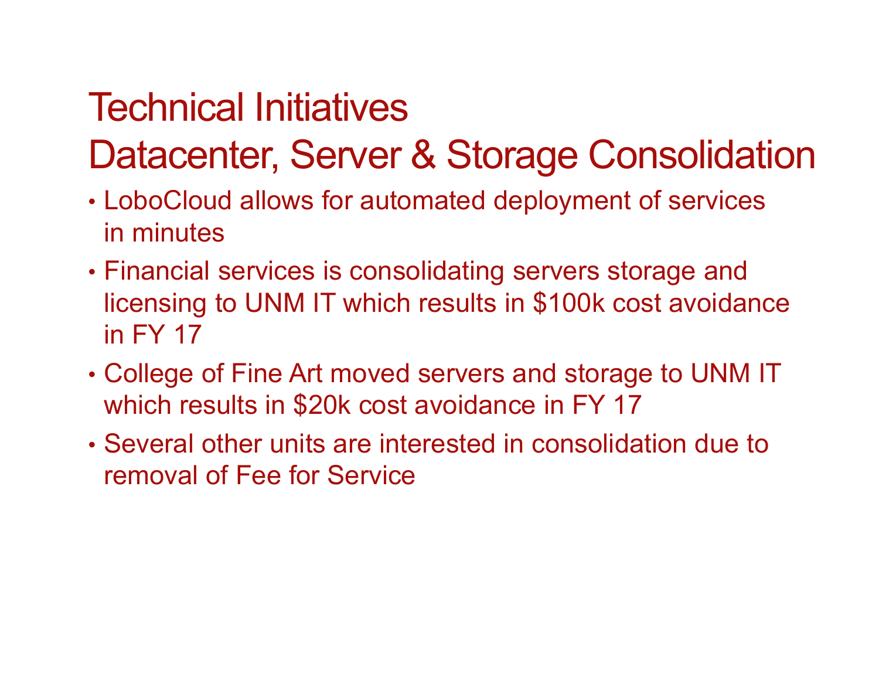# Technical Initiatives
# Datacenter, Server & Storage Consolidation

- LoboCloud allows for automated deployment of services in minutes
- Financial services is consolidating servers storage and licensing to UNM IT which results in $100k cost avoidance in FY 17
- College of Fine Art moved servers and storage to UNM IT which results in $20k cost avoidance in FY 17
- Several other units are interested in consolidation due to removal of Fee for Service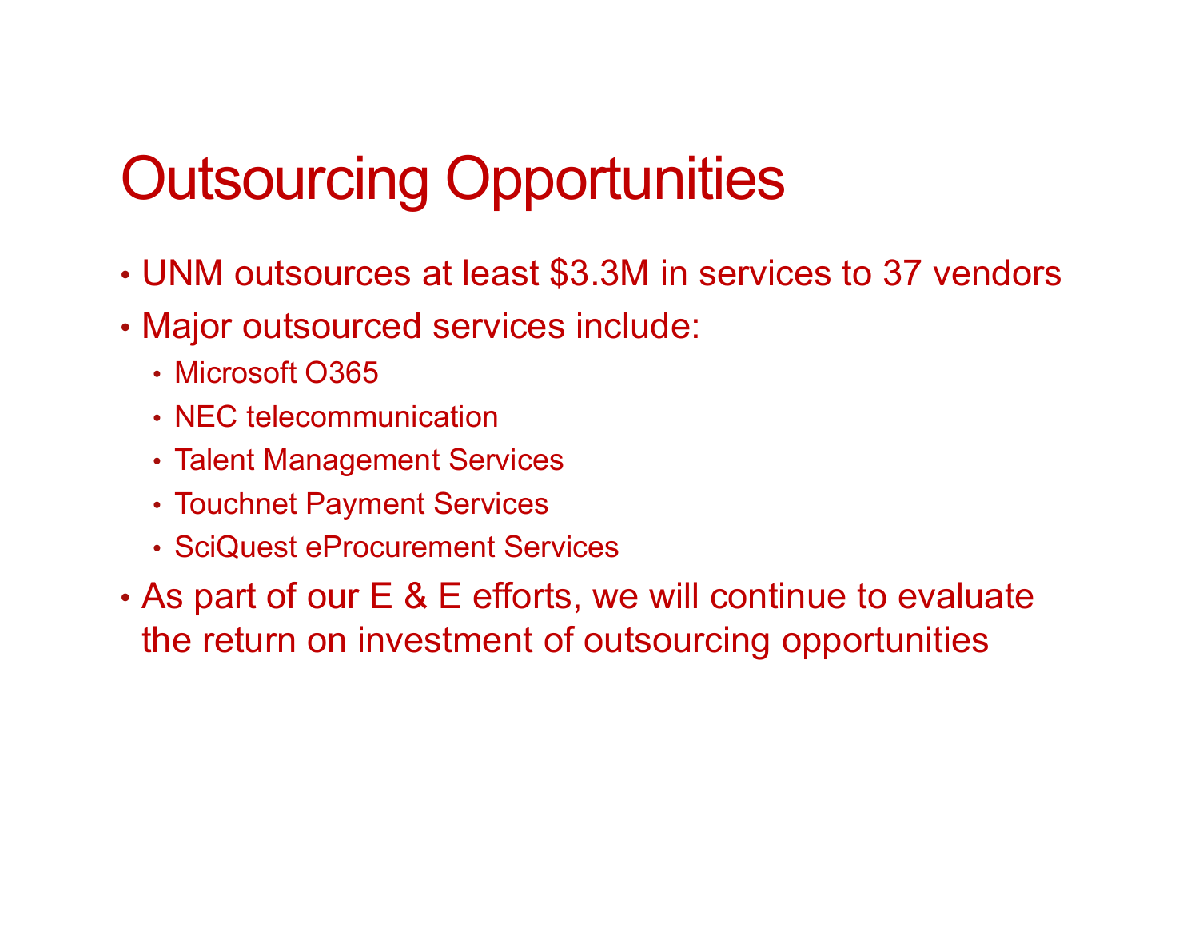# Outsourcing Opportunities

- UNM outsources at least $3.3M in services to 37 vendors
- Major outsourced services include:
  - Microsoft O365
  - NEC telecommunication
  - Talent Management Services
  - Touchnet Payment Services
  - SciQuest eProcurement Services
- As part of our E & E efforts, we will continue to evaluate the return on investment of outsourcing opportunities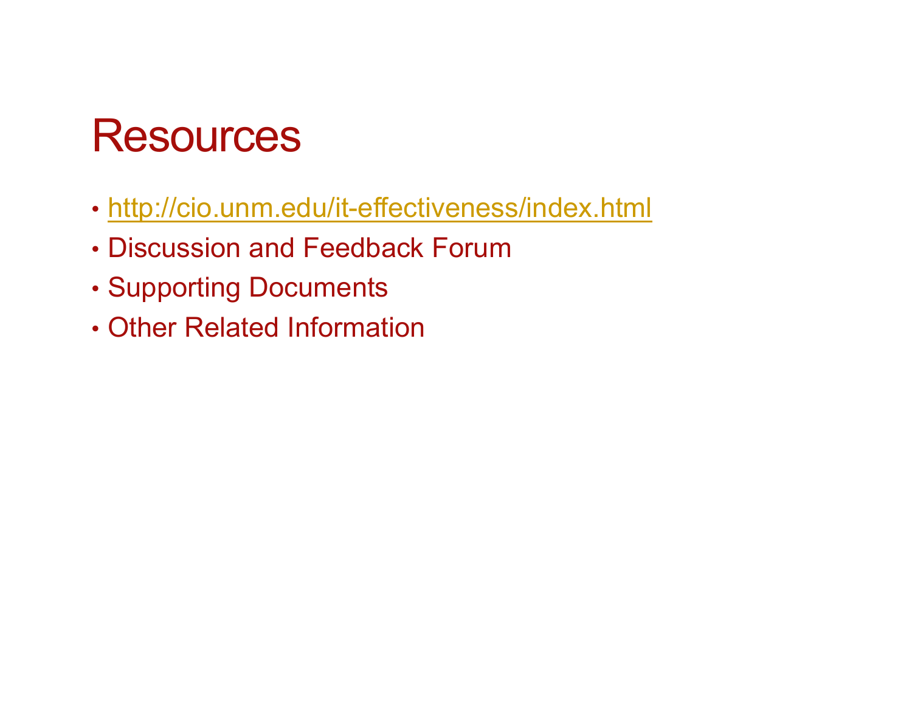# Resources

- http://cio.unm.edu/it-effectiveness/index.html
- Discussion and Feedback Forum
- Supporting Documents
- Other Related Information